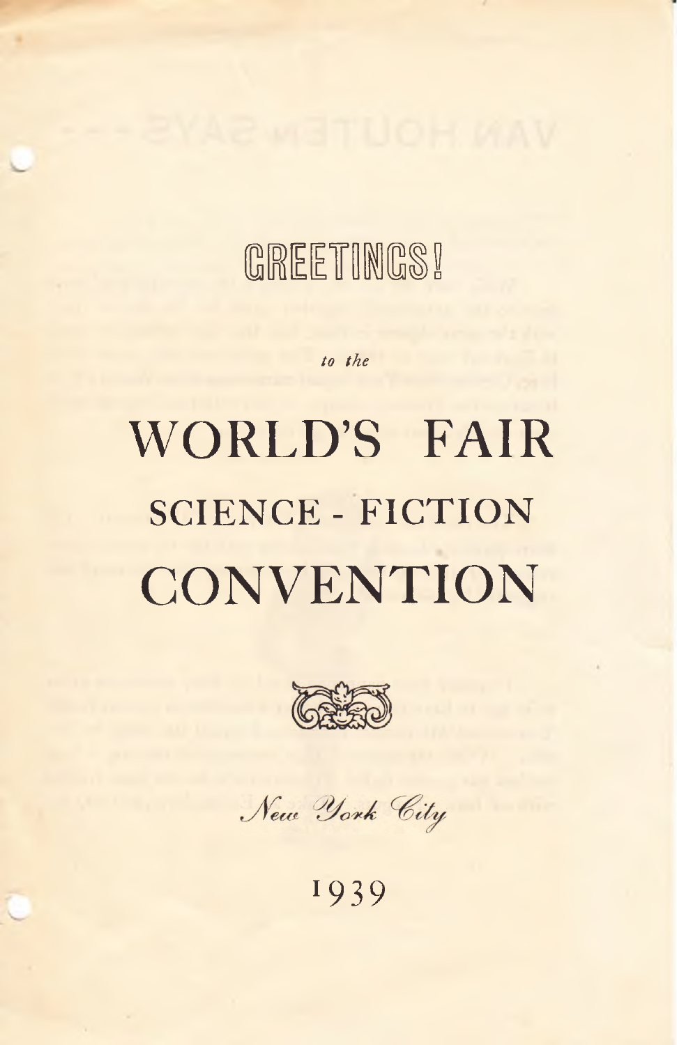# GREETINGS!

*to the*

# WORLD'S FAIR
## SCIENCE - FICTION
# CONVENTION

*New York City*

1939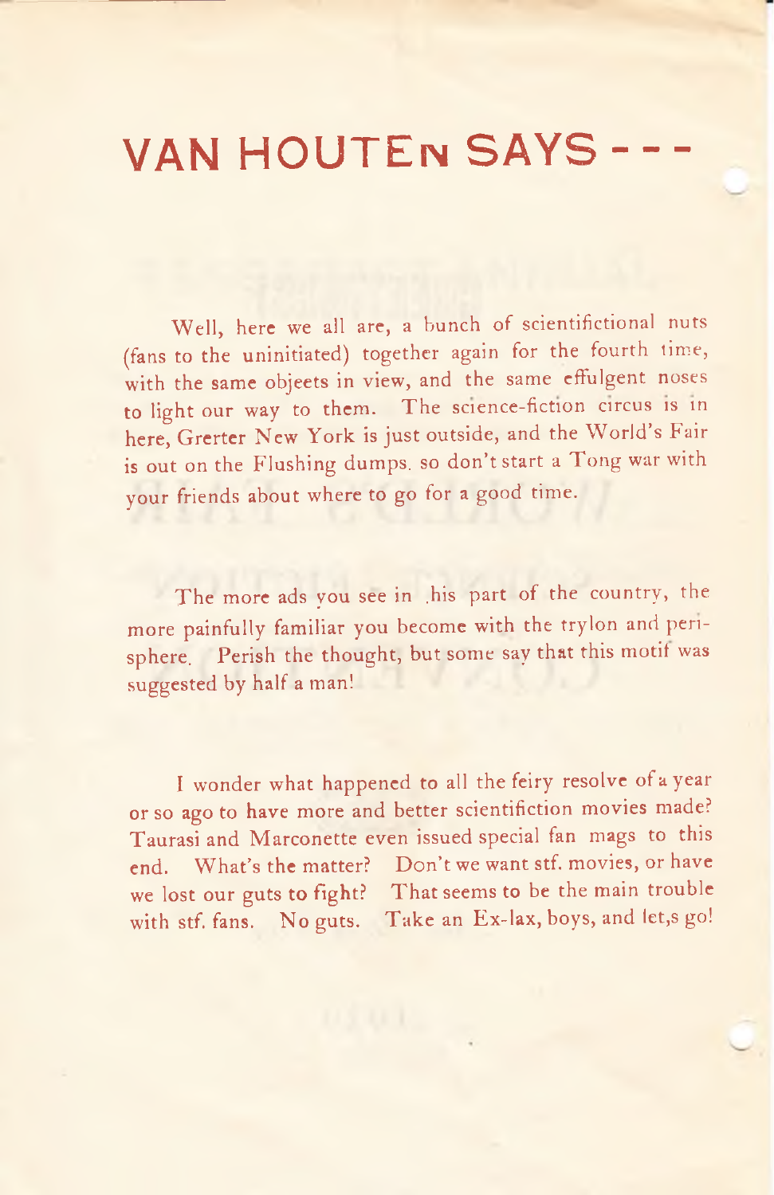# VAN HOUTEN SAYS - - -

Well, here we all are, a bunch of scientifictional nuts (fans to the uninitiated) together again for the fourth time, with the same objeets in view, and the same effulgent noses to light our way to them. The science-fiction circus is in here, Grerter New York is just outside, and the World's Fair is out on the Flushing dumps. so don't start a Tong war with your friends about where to go for a good time.

The more ads you see in .his part of the country, the more painfully familiar you become with the trylon and perisphere. Perish the thought, but some say that this motif was suggested by half a man!

I wonder what happened to all the feiry resolve of a year or so ago to have more and better scientifiction movies made? Taurasi and Marconette even issued special fan mags to this end. What's the matter? Don't we want stf. movies, or have we lost our guts to fight? That seems to be the main trouble with stf. fans. No guts. Take an Ex-lax, boys, and let,s go!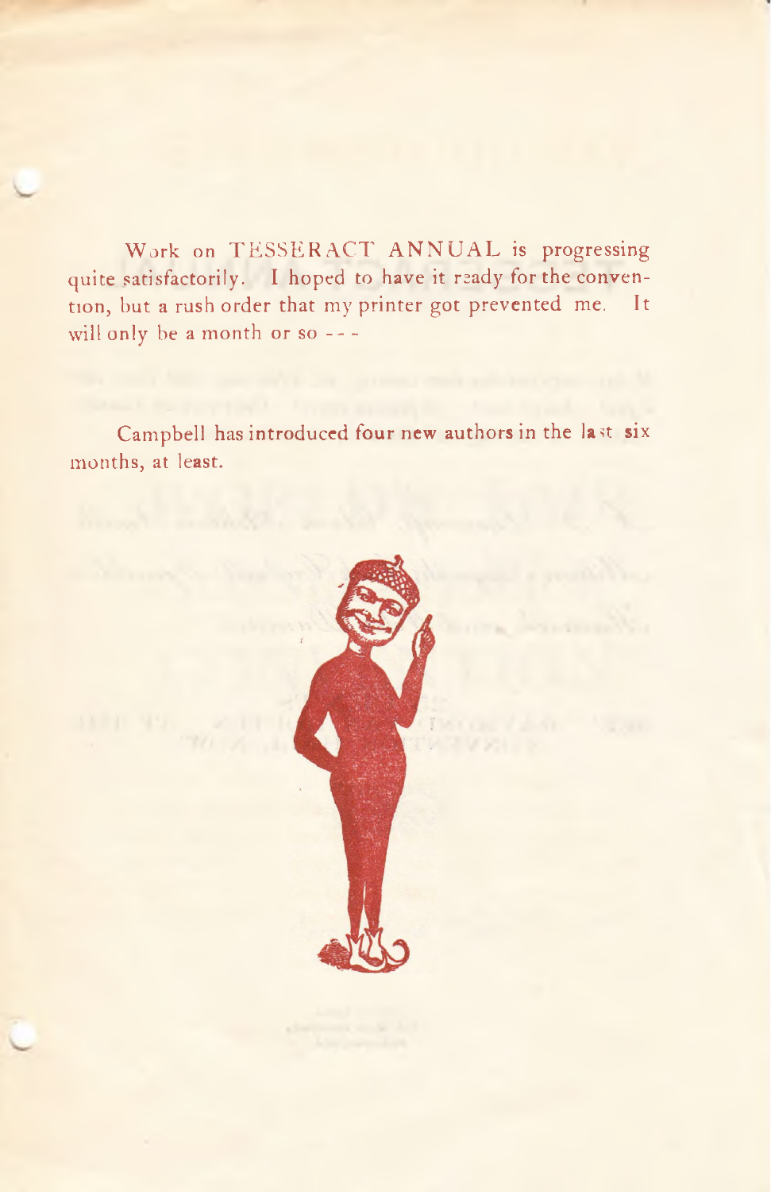Work on TESSERACT ANNUAL is progressing quite satisfactorily. I hoped to have it ready for the convention, but a rush order that my printer got prevented me. It will only be a month or so - - -

Campbell has introduced four new authors in the last six months, at least.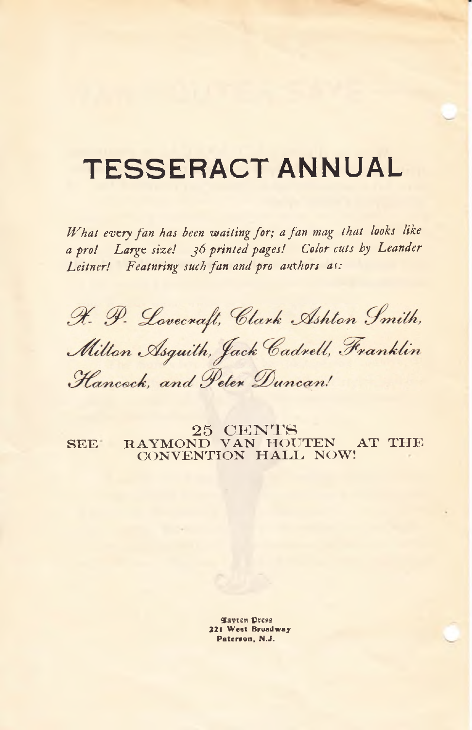# TESSERACT ANNUAL

*What every fan has been waiting for; a fan mag that looks like a pro! Large size! 36 printed pages! Color cuts by Leander Leitner! Featnring such fan and pro authors as:*

*H. P. Lovecraft, Clark Ashton Smith, Milton Asquith, Jack Cadrell, Franklin Hancock, and Peter Duncan!*

25 CENTS
SEE RAYMOND VAN HOUTEN AT THE CONVENTION HALL NOW!

Sayren Press
221 West Broadway
Paterson, N.J.